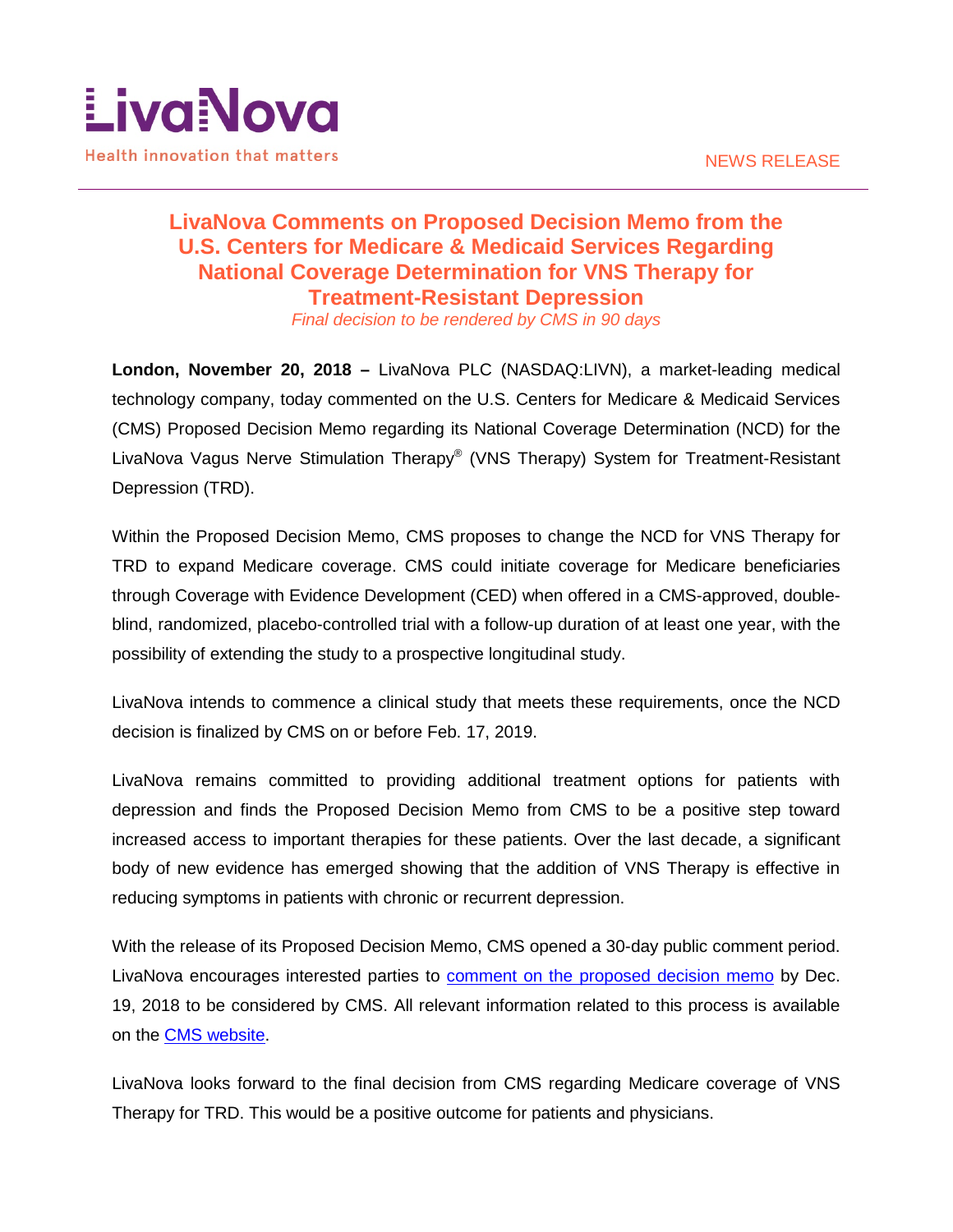LivaNova

Health innovation that matters

NEWS RELEASE

# LivaNova Comments on Proposed Decision Memo from the U.S. Centers for Medicare & Medicaid Services Regarding National Coverage Determination for VNS Therapy for Treatment-Resistant Depression

*Final decision to be rendered by CMS in 90 days*

**London, November 20, 2018 –** LivaNova PLC (NASDAQ:LIVN), a market-leading medical technology company, today commented on the U.S. Centers for Medicare & Medicaid Services (CMS) Proposed Decision Memo regarding its National Coverage Determination (NCD) for the LivaNova Vagus Nerve Stimulation Therapy® (VNS Therapy) System for Treatment-Resistant Depression (TRD).

Within the Proposed Decision Memo, CMS proposes to change the NCD for VNS Therapy for TRD to expand Medicare coverage. CMS could initiate coverage for Medicare beneficiaries through Coverage with Evidence Development (CED) when offered in a CMS-approved, double-blind, randomized, placebo-controlled trial with a follow-up duration of at least one year, with the possibility of extending the study to a prospective longitudinal study.

LivaNova intends to commence a clinical study that meets these requirements, once the NCD decision is finalized by CMS on or before Feb. 17, 2019.

LivaNova remains committed to providing additional treatment options for patients with depression and finds the Proposed Decision Memo from CMS to be a positive step toward increased access to important therapies for these patients. Over the last decade, a significant body of new evidence has emerged showing that the addition of VNS Therapy is effective in reducing symptoms in patients with chronic or recurrent depression.

With the release of its Proposed Decision Memo, CMS opened a 30-day public comment period. LivaNova encourages interested parties to comment on the proposed decision memo by Dec. 19, 2018 to be considered by CMS. All relevant information related to this process is available on the CMS website.

LivaNova looks forward to the final decision from CMS regarding Medicare coverage of VNS Therapy for TRD. This would be a positive outcome for patients and physicians.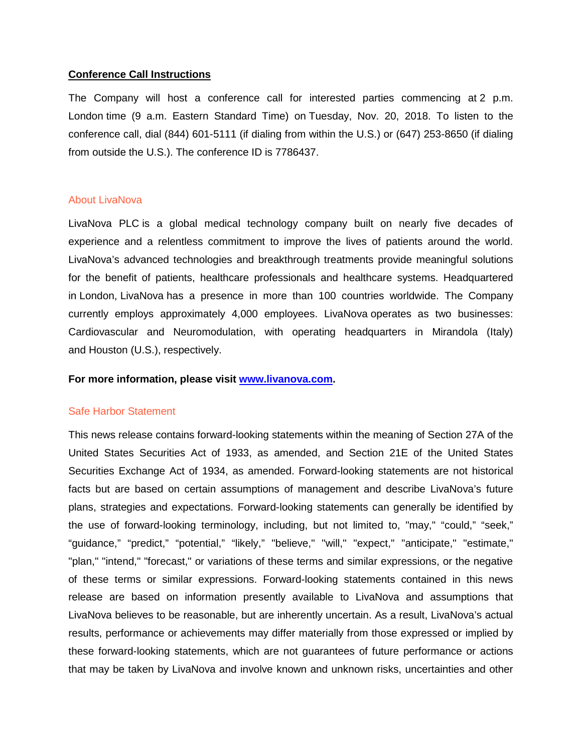**Conference Call Instructions**

The Company will host a conference call for interested parties commencing at 2 p.m. London time (9 a.m. Eastern Standard Time) on Tuesday, Nov. 20, 2018. To listen to the conference call, dial (844) 601-5111 (if dialing from within the U.S.) or (647) 253-8650 (if dialing from outside the U.S.). The conference ID is 7786437.

## About LivaNova

LivaNova PLC is a global medical technology company built on nearly five decades of experience and a relentless commitment to improve the lives of patients around the world. LivaNova's advanced technologies and breakthrough treatments provide meaningful solutions for the benefit of patients, healthcare professionals and healthcare systems. Headquartered in London, LivaNova has a presence in more than 100 countries worldwide. The Company currently employs approximately 4,000 employees. LivaNova operates as two businesses: Cardiovascular and Neuromodulation, with operating headquarters in Mirandola (Italy) and Houston (U.S.), respectively.

**For more information, please visit [www.livanova.com](http://www.livanova.com).**

## Safe Harbor Statement

This news release contains forward-looking statements within the meaning of Section 27A of the United States Securities Act of 1933, as amended, and Section 21E of the United States Securities Exchange Act of 1934, as amended. Forward-looking statements are not historical facts but are based on certain assumptions of management and describe LivaNova's future plans, strategies and expectations. Forward-looking statements can generally be identified by the use of forward-looking terminology, including, but not limited to, "may," "could," "seek," "guidance," "predict," "potential," "likely," "believe," "will," "expect," "anticipate," "estimate," "plan," "intend," "forecast," or variations of these terms and similar expressions, or the negative of these terms or similar expressions. Forward-looking statements contained in this news release are based on information presently available to LivaNova and assumptions that LivaNova believes to be reasonable, but are inherently uncertain. As a result, LivaNova's actual results, performance or achievements may differ materially from those expressed or implied by these forward-looking statements, which are not guarantees of future performance or actions that may be taken by LivaNova and involve known and unknown risks, uncertainties and other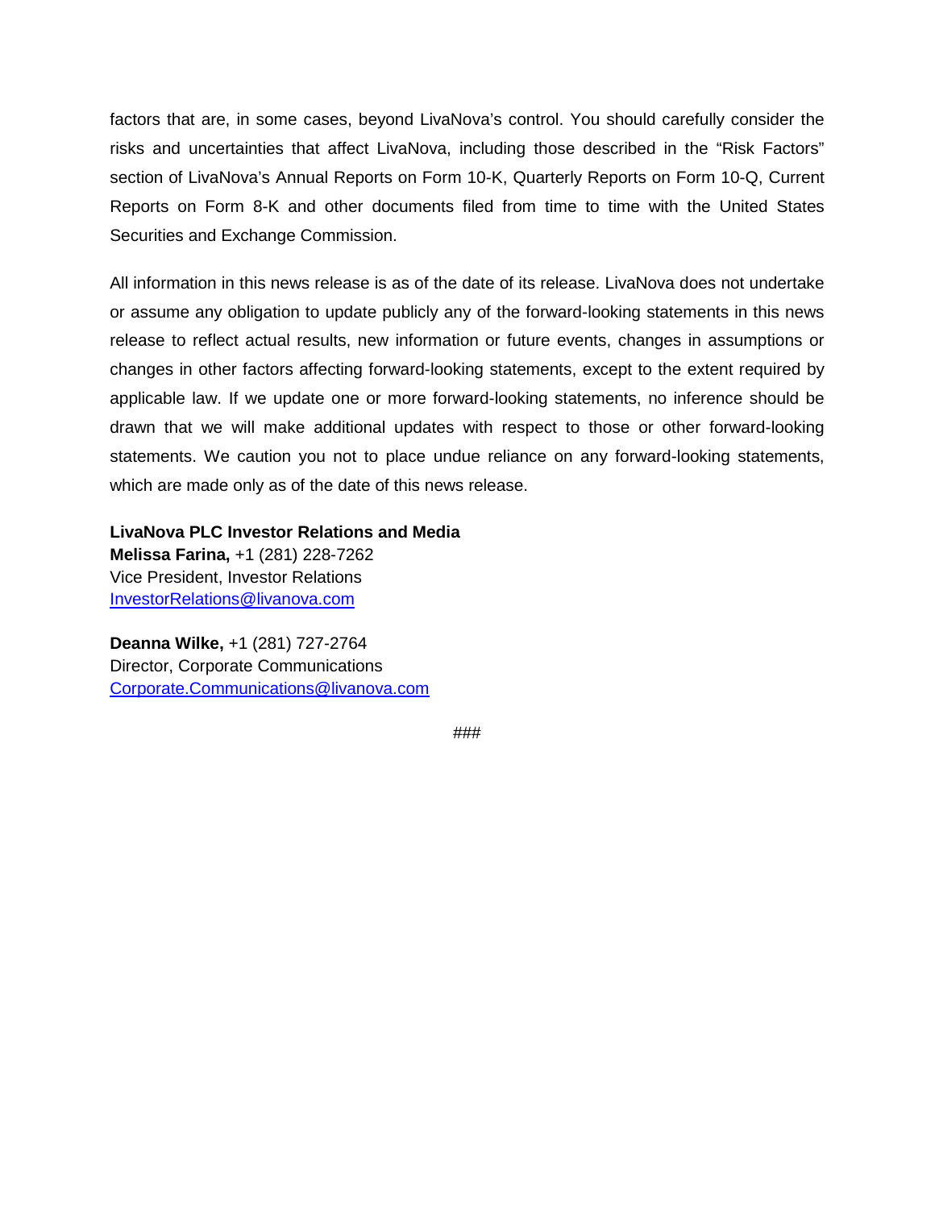factors that are, in some cases, beyond LivaNova's control. You should carefully consider the risks and uncertainties that affect LivaNova, including those described in the "Risk Factors" section of LivaNova's Annual Reports on Form 10-K, Quarterly Reports on Form 10-Q, Current Reports on Form 8-K and other documents filed from time to time with the United States Securities and Exchange Commission.

All information in this news release is as of the date of its release. LivaNova does not undertake or assume any obligation to update publicly any of the forward-looking statements in this news release to reflect actual results, new information or future events, changes in assumptions or changes in other factors affecting forward-looking statements, except to the extent required by applicable law. If we update one or more forward-looking statements, no inference should be drawn that we will make additional updates with respect to those or other forward-looking statements. We caution you not to place undue reliance on any forward-looking statements, which are made only as of the date of this news release.

**LivaNova PLC Investor Relations and Media**
**Melissa Farina,** +1 (281) 228-7262
Vice President, Investor Relations
InvestorRelations@livanova.com

**Deanna Wilke,** +1 (281) 727-2764
Director, Corporate Communications
Corporate.Communications@livanova.com

###